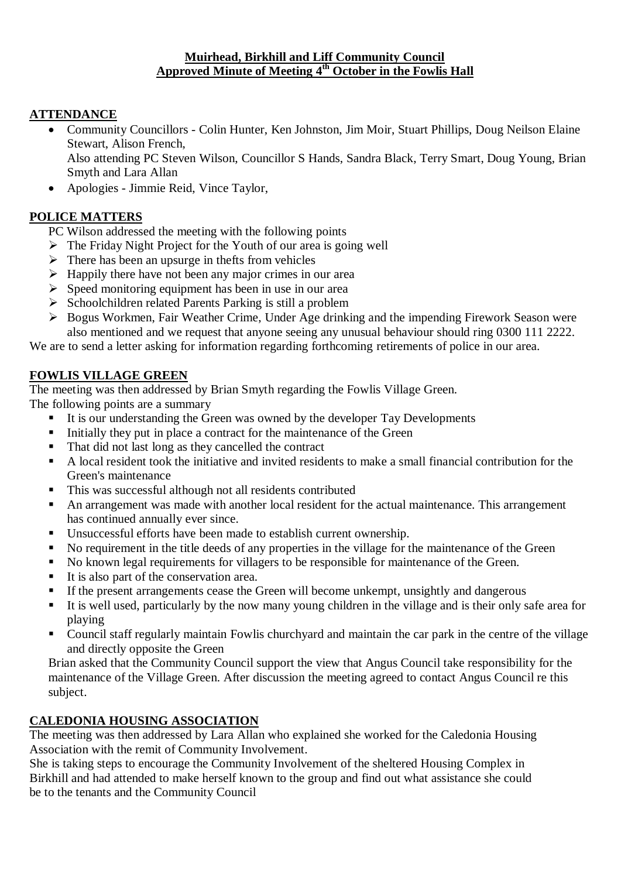**Muirhead, Birkhill and Liff Community Council**
**Approved Minute of Meeting 4th October in the Fowlis Hall**

## ATTENDANCE

- Community Councillors - Colin Hunter, Ken Johnston, Jim Moir, Stuart Phillips, Doug Neilson Elaine Stewart, Alison French,
  Also attending PC Steven Wilson, Councillor S Hands, Sandra Black, Terry Smart, Doug Young, Brian Smyth and Lara Allan
- Apologies - Jimmie Reid, Vince Taylor,

## POLICE MATTERS

PC Wilson addressed the meeting with the following points

- The Friday Night Project for the Youth of our area is going well
- There has been an upsurge in thefts from vehicles
- Happily there have not been any major crimes in our area
- Speed monitoring equipment has been in use in our area
- Schoolchildren related Parents Parking is still a problem
- Bogus Workmen, Fair Weather Crime, Under Age drinking and the impending Firework Season were also mentioned and we request that anyone seeing any unusual behaviour should ring 0300 111 2222.

We are to send a letter asking for information regarding forthcoming retirements of police in our area.

## FOWLIS VILLAGE GREEN

The meeting was then addressed by Brian Smyth regarding the Fowlis Village Green.
The following points are a summary

- It is our understanding the Green was owned by the developer Tay Developments
- Initially they put in place a contract for the maintenance of the Green
- That did not last long as they cancelled the contract
- A local resident took the initiative and invited residents to make a small financial contribution for the Green's maintenance
- This was successful although not all residents contributed
- An arrangement was made with another local resident for the actual maintenance. This arrangement has continued annually ever since.
- Unsuccessful efforts have been made to establish current ownership.
- No requirement in the title deeds of any properties in the village for the maintenance of the Green
- No known legal requirements for villagers to be responsible for maintenance of the Green.
- It is also part of the conservation area.
- If the present arrangements cease the Green will become unkempt, unsightly and dangerous
- It is well used, particularly by the now many young children in the village and is their only safe area for playing
- Council staff regularly maintain Fowlis churchyard and maintain the car park in the centre of the village and directly opposite the Green

Brian asked that the Community Council support the view that Angus Council take responsibility for the maintenance of the Village Green. After discussion the meeting agreed to contact Angus Council re this subject.

## CALEDONIA HOUSING ASSOCIATION

The meeting was then addressed by Lara Allan who explained she worked for the Caledonia Housing Association with the remit of Community Involvement.
She is taking steps to encourage the Community Involvement of the sheltered Housing Complex in Birkhill and had attended to make herself known to the group and find out what assistance she could be to the tenants and the Community Council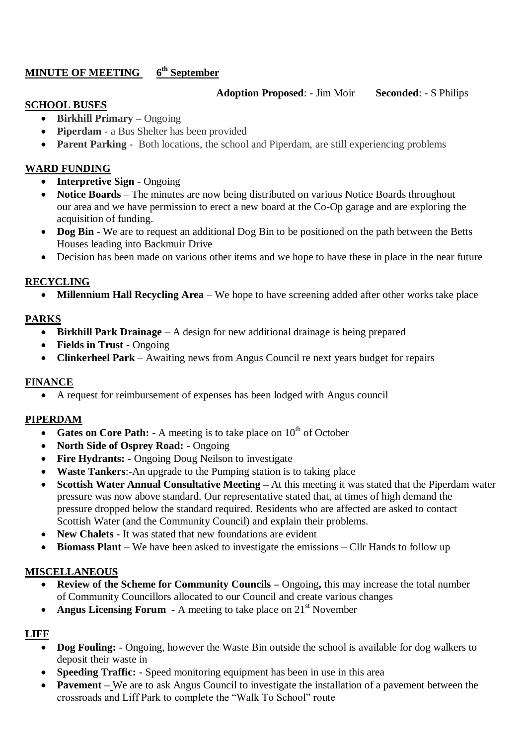## MINUTE OF MEETING 6th September

**Adoption Proposed**: - Jim Moir **Seconded**: - S Philips

### SCHOOL BUSES

- **Birkhill Primary –** Ongoing
- **Piperdam** - a Bus Shelter has been provided
- **Parent Parking -** Both locations, the school and Piperdam, are still experiencing problems

### WARD FUNDING

- **Interpretive Sign** - Ongoing
- **Notice Boards** – The minutes are now being distributed on various Notice Boards throughout our area and we have permission to erect a new board at the Co-Op garage and are exploring the acquisition of funding.
- **Dog Bin** - We are to request an additional Dog Bin to be positioned on the path between the Betts Houses leading into Backmuir Drive
- Decision has been made on various other items and we hope to have these in place in the near future

### RECYCLING

- **Millennium Hall Recycling Area** – We hope to have screening added after other works take place

### PARKS

- **Birkhill Park Drainage** – A design for new additional drainage is being prepared
- **Fields in Trust** - Ongoing
- **Clinkerheel Park** – Awaiting news from Angus Council re next years budget for repairs

### FINANCE

- A request for reimbursement of expenses has been lodged with Angus council

### PIPERDAM

- **Gates on Core Path:** - A meeting is to take place on 10th of October
- **North Side of Osprey Road:** - Ongoing
- **Fire Hydrants:** - Ongoing Doug Neilson to investigate
- **Waste Tankers**:-An upgrade to the Pumping station is to taking place
- **Scottish Water Annual Consultative Meeting –** At this meeting it was stated that the Piperdam water pressure was now above standard. Our representative stated that, at times of high demand the pressure dropped below the standard required. Residents who are affected are asked to contact Scottish Water (and the Community Council) and explain their problems.
- **New Chalets -** It was stated that new foundations are evident
- **Biomass Plant –** We have been asked to investigate the emissions – Cllr Hands to follow up

### MISCELLANEOUS

- **Review of the Scheme for Community Councils –** Ongoing**,** this may increase the total number of Community Councillors allocated to our Council and create various changes
- **Angus Licensing Forum -** A meeting to take place on 21st November

### LIFF

- **Dog Fouling:** - Ongoing, however the Waste Bin outside the school is available for dog walkers to deposit their waste in
- **Speeding Traffic:** - Speed monitoring equipment has been in use in this area
- **Pavement –** We are to ask Angus Council to investigate the installation of a pavement between the crossroads and Liff Park to complete the "Walk To School" route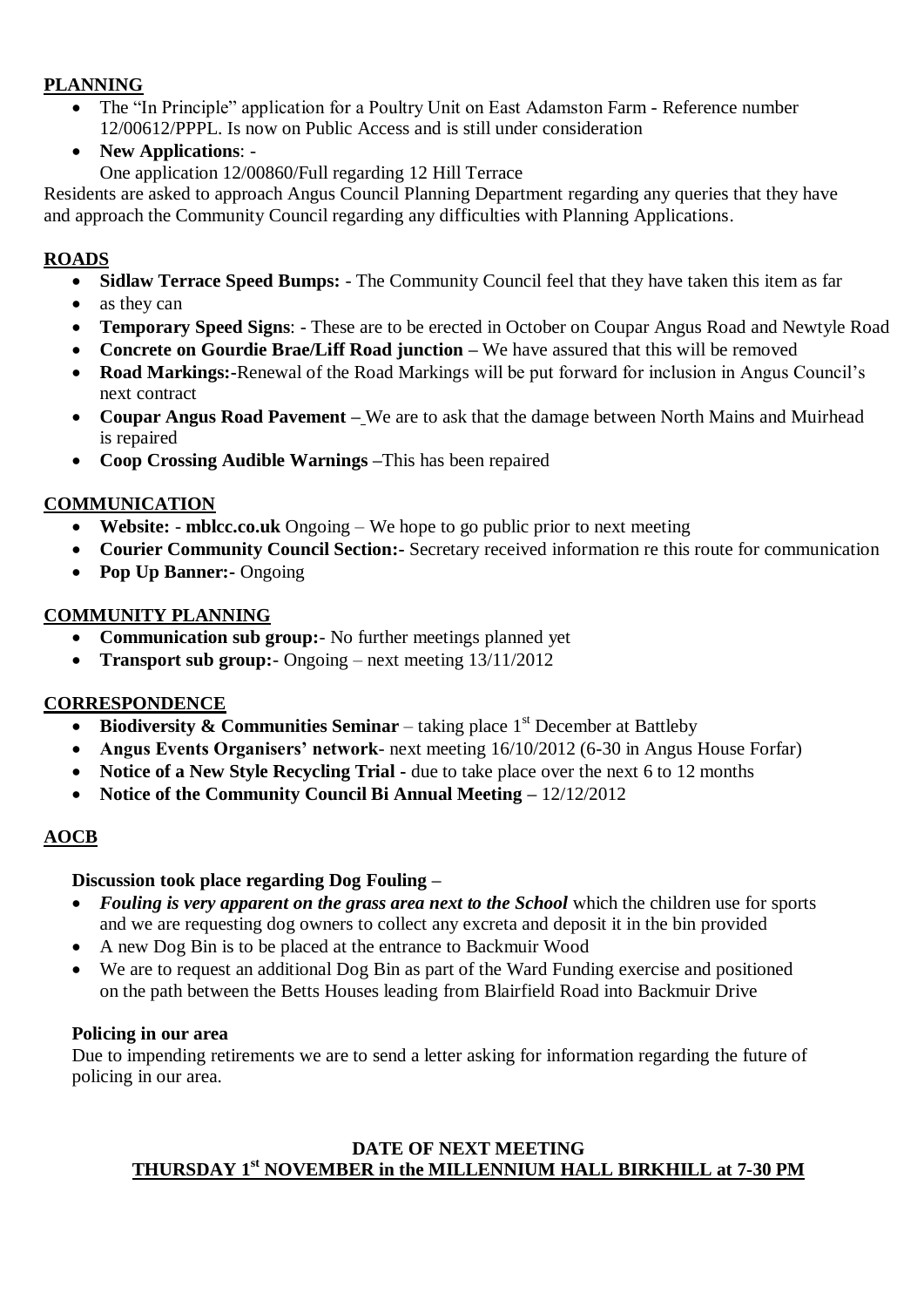## PLANNING

- The "In Principle" application for a Poultry Unit on East Adamston Farm - Reference number 12/00612/PPPL. Is now on Public Access and is still under consideration
- **New Applications**: -
  One application 12/00860/Full regarding 12 Hill Terrace

Residents are asked to approach Angus Council Planning Department regarding any queries that they have and approach the Community Council regarding any difficulties with Planning Applications.

## ROADS

- **Sidlaw Terrace Speed Bumps:** - The Community Council feel that they have taken this item as far
- as they can
- **Temporary Speed Signs**: - These are to be erected in October on Coupar Angus Road and Newtyle Road
- **Concrete on Gourdie Brae/Liff Road junction –** We have assured that this will be removed
- **Road Markings:-**Renewal of the Road Markings will be put forward for inclusion in Angus Council's next contract
- **Coupar Angus Road Pavement –** We are to ask that the damage between North Mains and Muirhead is repaired
- **Coop Crossing Audible Warnings –**This has been repaired

## COMMUNICATION

- **Website:** - **mblcc.co.uk** Ongoing – We hope to go public prior to next meeting
- **Courier Community Council Section:-** Secretary received information re this route for communication
- **Pop Up Banner:-** Ongoing

## COMMUNITY PLANNING

- **Communication sub group:-** No further meetings planned yet
- **Transport sub group:-** Ongoing – next meeting 13/11/2012

## CORRESPONDENCE

- **Biodiversity & Communities Seminar** – taking place 1st December at Battleby
- **Angus Events Organisers' network**- next meeting 16/10/2012 (6-30 in Angus House Forfar)
- **Notice of a New Style Recycling Trial -** due to take place over the next 6 to 12 months
- **Notice of the Community Council Bi Annual Meeting –** 12/12/2012

## AOCB

**Discussion took place regarding Dog Fouling –**

- ***Fouling is very apparent on the grass area next to the School*** which the children use for sports and we are requesting dog owners to collect any excreta and deposit it in the bin provided
- A new Dog Bin is to be placed at the entrance to Backmuir Wood
- We are to request an additional Dog Bin as part of the Ward Funding exercise and positioned on the path between the Betts Houses leading from Blairfield Road into Backmuir Drive

**Policing in our area**

Due to impending retirements we are to send a letter asking for information regarding the future of policing in our area.

**DATE OF NEXT MEETING**

**THURSDAY 1st NOVEMBER in the MILLENNIUM HALL BIRKHILL at 7-30 PM**